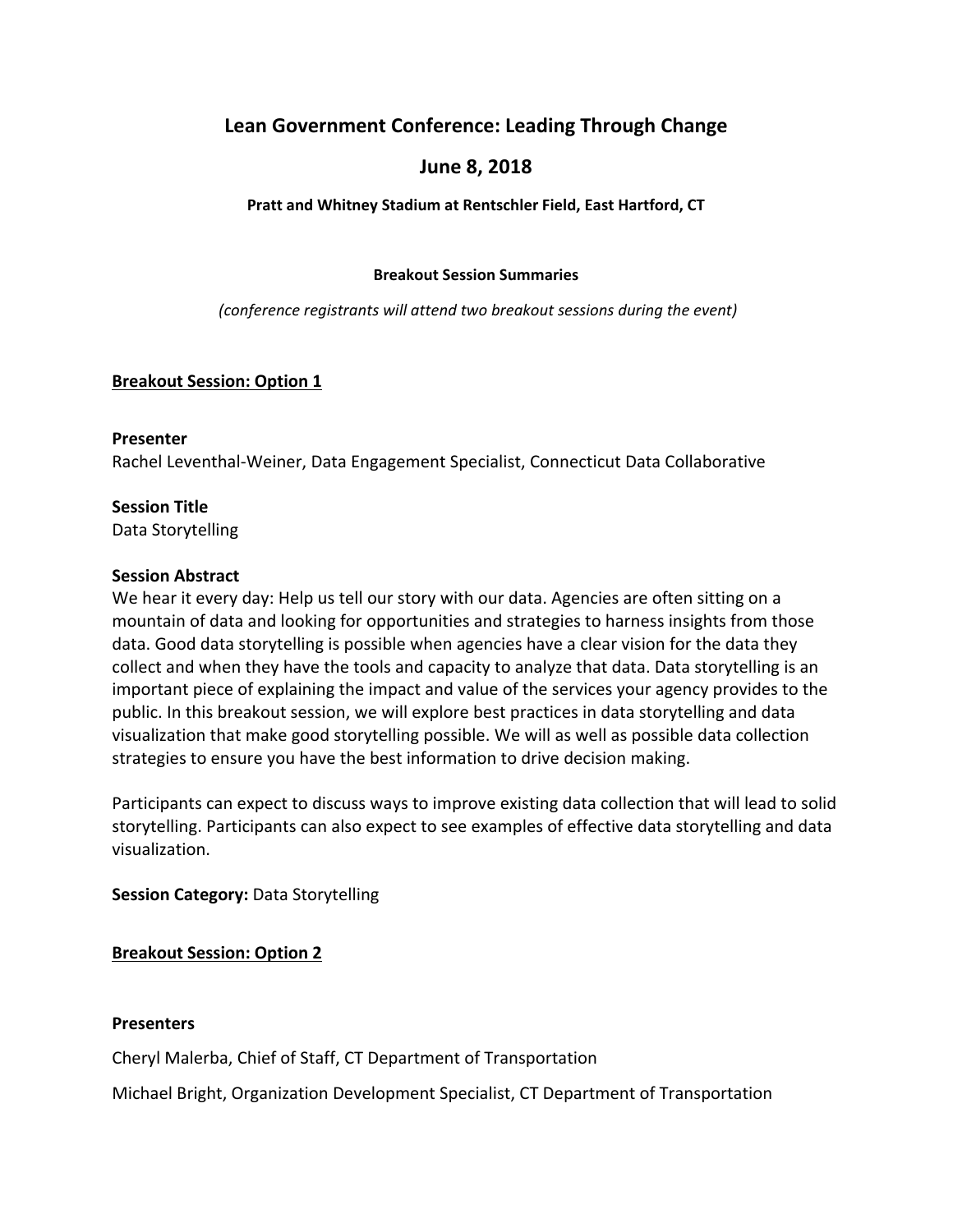# Lean Government Conference: Leading Through Change

## June 8, 2018

**Pratt and Whitney Stadium at Rentschler Field, East Hartford, CT**

**Breakout Session Summaries**

*(conference registrants will attend two breakout sessions during the event)*

**<u>Breakout Session: Option 1</u>**

**Presenter**
Rachel Leventhal-Weiner, Data Engagement Specialist, Connecticut Data Collaborative

**Session Title**
Data Storytelling

**Session Abstract**
We hear it every day: Help us tell our story with our data. Agencies are often sitting on a mountain of data and looking for opportunities and strategies to harness insights from those data. Good data storytelling is possible when agencies have a clear vision for the data they collect and when they have the tools and capacity to analyze that data. Data storytelling is an important piece of explaining the impact and value of the services your agency provides to the public. In this breakout session, we will explore best practices in data storytelling and data visualization that make good storytelling possible. We will as well as possible data collection strategies to ensure you have the best information to drive decision making.

Participants can expect to discuss ways to improve existing data collection that will lead to solid storytelling. Participants can also expect to see examples of effective data storytelling and data visualization.

**Session Category:** Data Storytelling

**<u>Breakout Session: Option 2</u>**

**Presenters**

Cheryl Malerba, Chief of Staff, CT Department of Transportation

Michael Bright, Organization Development Specialist, CT Department of Transportation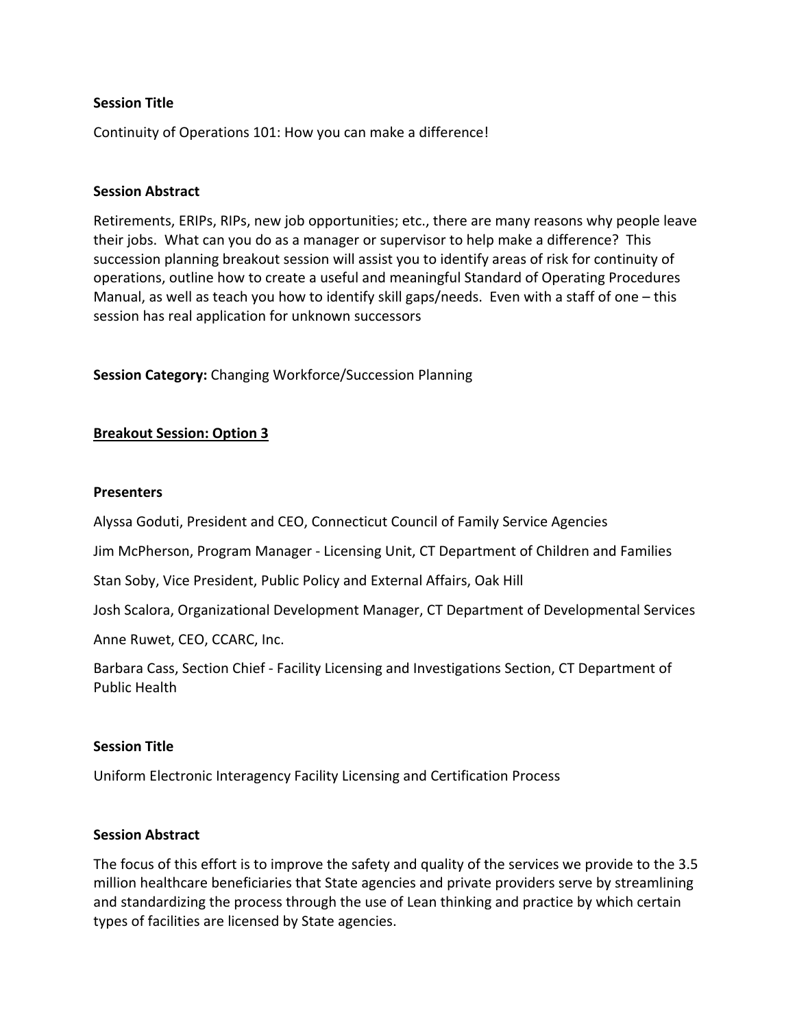**Session Title**

Continuity of Operations 101: How you can make a difference!

**Session Abstract**

Retirements, ERIPs, RIPs, new job opportunities; etc., there are many reasons why people leave their jobs. What can you do as a manager or supervisor to help make a difference? This succession planning breakout session will assist you to identify areas of risk for continuity of operations, outline how to create a useful and meaningful Standard of Operating Procedures Manual, as well as teach you how to identify skill gaps/needs. Even with a staff of one – this session has real application for unknown successors

**Session Category:** Changing Workforce/Succession Planning

## **Breakout Session: Option 3**

**Presenters**

Alyssa Goduti, President and CEO, Connecticut Council of Family Service Agencies

Jim McPherson, Program Manager - Licensing Unit, CT Department of Children and Families

Stan Soby, Vice President, Public Policy and External Affairs, Oak Hill

Josh Scalora, Organizational Development Manager, CT Department of Developmental Services

Anne Ruwet, CEO, CCARC, Inc.

Barbara Cass, Section Chief - Facility Licensing and Investigations Section, CT Department of Public Health

**Session Title**

Uniform Electronic Interagency Facility Licensing and Certification Process

**Session Abstract**

The focus of this effort is to improve the safety and quality of the services we provide to the 3.5 million healthcare beneficiaries that State agencies and private providers serve by streamlining and standardizing the process through the use of Lean thinking and practice by which certain types of facilities are licensed by State agencies.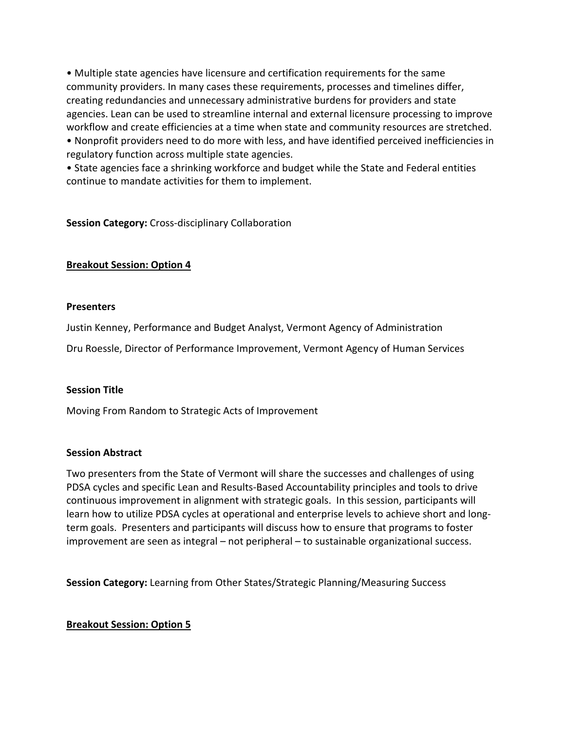- Multiple state agencies have licensure and certification requirements for the same community providers. In many cases these requirements, processes and timelines differ, creating redundancies and unnecessary administrative burdens for providers and state agencies. Lean can be used to streamline internal and external licensure processing to improve workflow and create efficiencies at a time when state and community resources are stretched.
- Nonprofit providers need to do more with less, and have identified perceived inefficiencies in regulatory function across multiple state agencies.
- State agencies face a shrinking workforce and budget while the State and Federal entities continue to mandate activities for them to implement.

**Session Category:** Cross-disciplinary Collaboration

**<u>Breakout Session: Option 4</u>**

**Presenters**

Justin Kenney, Performance and Budget Analyst, Vermont Agency of Administration

Dru Roessle, Director of Performance Improvement, Vermont Agency of Human Services

**Session Title**

Moving From Random to Strategic Acts of Improvement

**Session Abstract**

Two presenters from the State of Vermont will share the successes and challenges of using PDSA cycles and specific Lean and Results-Based Accountability principles and tools to drive continuous improvement in alignment with strategic goals. In this session, participants will learn how to utilize PDSA cycles at operational and enterprise levels to achieve short and long-term goals. Presenters and participants will discuss how to ensure that programs to foster improvement are seen as integral – not peripheral – to sustainable organizational success.

**Session Category:** Learning from Other States/Strategic Planning/Measuring Success

**<u>Breakout Session: Option 5</u>**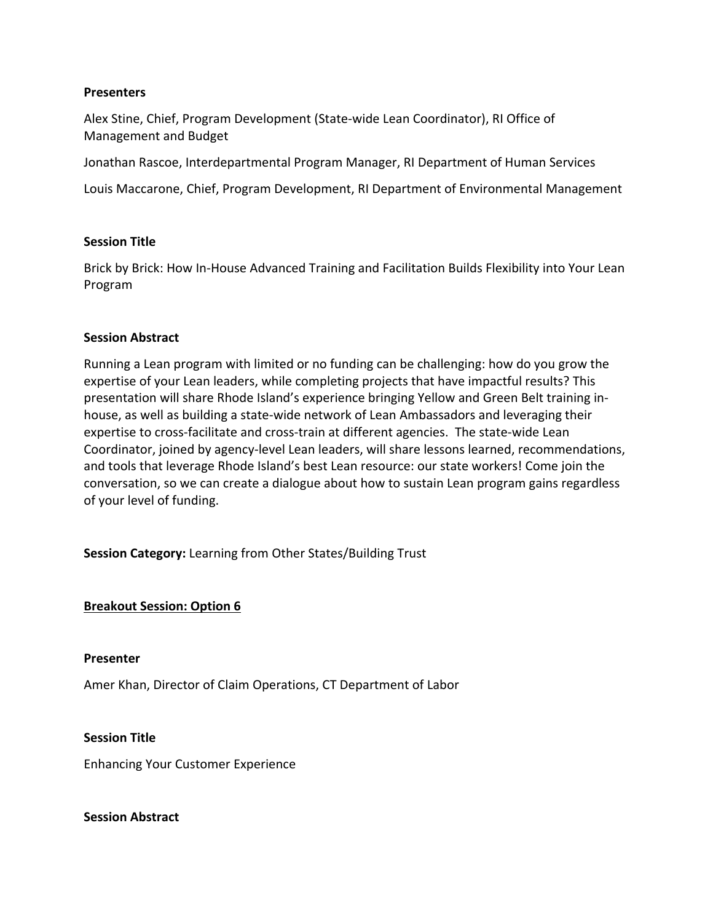**Presenters**

Alex Stine, Chief, Program Development (State-wide Lean Coordinator), RI Office of Management and Budget

Jonathan Rascoe, Interdepartmental Program Manager, RI Department of Human Services

Louis Maccarone, Chief, Program Development, RI Department of Environmental Management

**Session Title**

Brick by Brick: How In-House Advanced Training and Facilitation Builds Flexibility into Your Lean Program

**Session Abstract**

Running a Lean program with limited or no funding can be challenging: how do you grow the expertise of your Lean leaders, while completing projects that have impactful results? This presentation will share Rhode Island's experience bringing Yellow and Green Belt training in-house, as well as building a state-wide network of Lean Ambassadors and leveraging their expertise to cross-facilitate and cross-train at different agencies. The state-wide Lean Coordinator, joined by agency-level Lean leaders, will share lessons learned, recommendations, and tools that leverage Rhode Island's best Lean resource: our state workers! Come join the conversation, so we can create a dialogue about how to sustain Lean program gains regardless of your level of funding.

**Session Category:** Learning from Other States/Building Trust

**<u>Breakout Session: Option 6</u>**

**Presenter**

Amer Khan, Director of Claim Operations, CT Department of Labor

**Session Title**

Enhancing Your Customer Experience

**Session Abstract**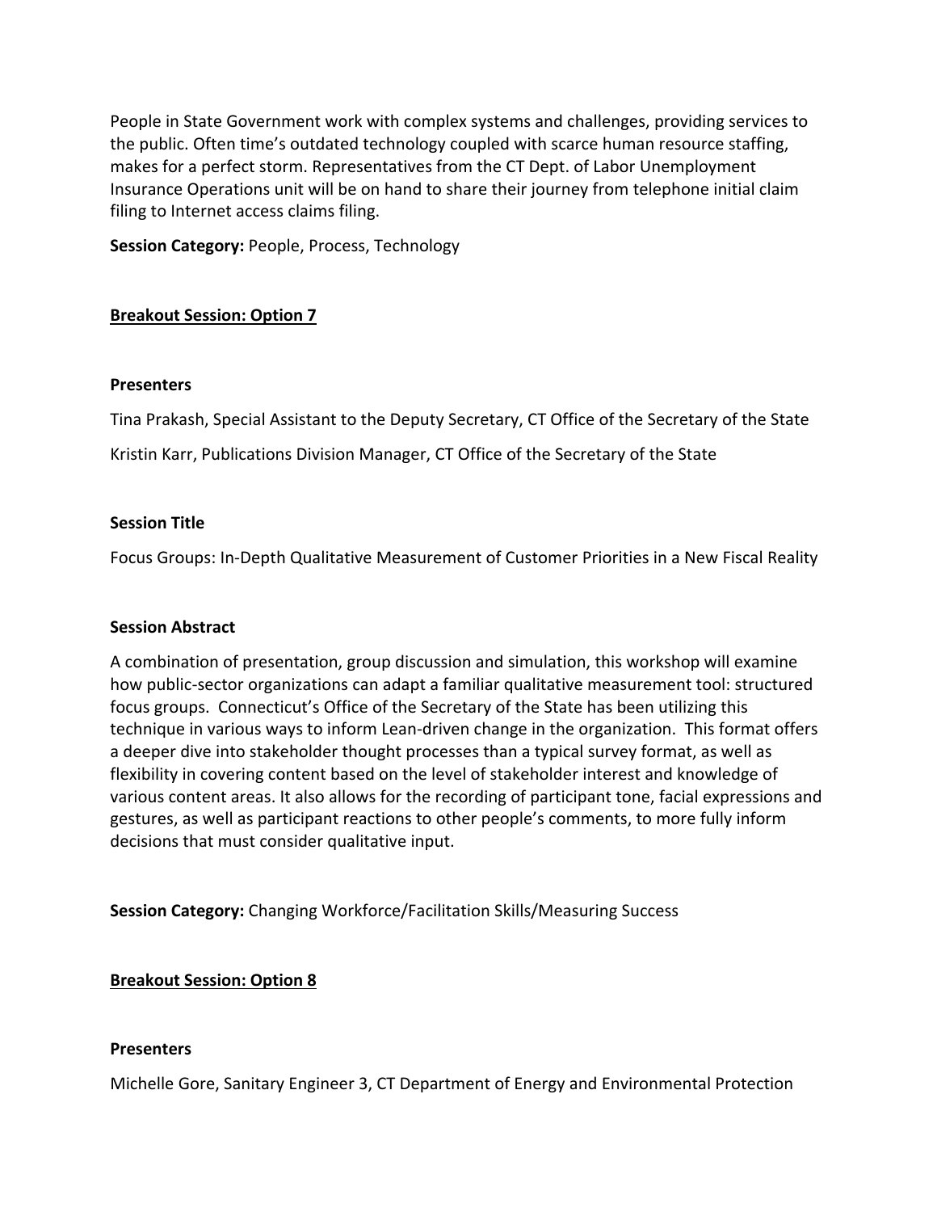People in State Government work with complex systems and challenges, providing services to the public. Often time's outdated technology coupled with scarce human resource staffing, makes for a perfect storm. Representatives from the CT Dept. of Labor Unemployment Insurance Operations unit will be on hand to share their journey from telephone initial claim filing to Internet access claims filing.

**Session Category:** People, Process, Technology

**Breakout Session: Option 7**

**Presenters**

Tina Prakash, Special Assistant to the Deputy Secretary, CT Office of the Secretary of the State

Kristin Karr, Publications Division Manager, CT Office of the Secretary of the State

**Session Title**

Focus Groups: In-Depth Qualitative Measurement of Customer Priorities in a New Fiscal Reality

**Session Abstract**

A combination of presentation, group discussion and simulation, this workshop will examine how public-sector organizations can adapt a familiar qualitative measurement tool: structured focus groups. Connecticut's Office of the Secretary of the State has been utilizing this technique in various ways to inform Lean-driven change in the organization. This format offers a deeper dive into stakeholder thought processes than a typical survey format, as well as flexibility in covering content based on the level of stakeholder interest and knowledge of various content areas. It also allows for the recording of participant tone, facial expressions and gestures, as well as participant reactions to other people's comments, to more fully inform decisions that must consider qualitative input.

**Session Category:** Changing Workforce/Facilitation Skills/Measuring Success

**Breakout Session: Option 8**

**Presenters**

Michelle Gore, Sanitary Engineer 3, CT Department of Energy and Environmental Protection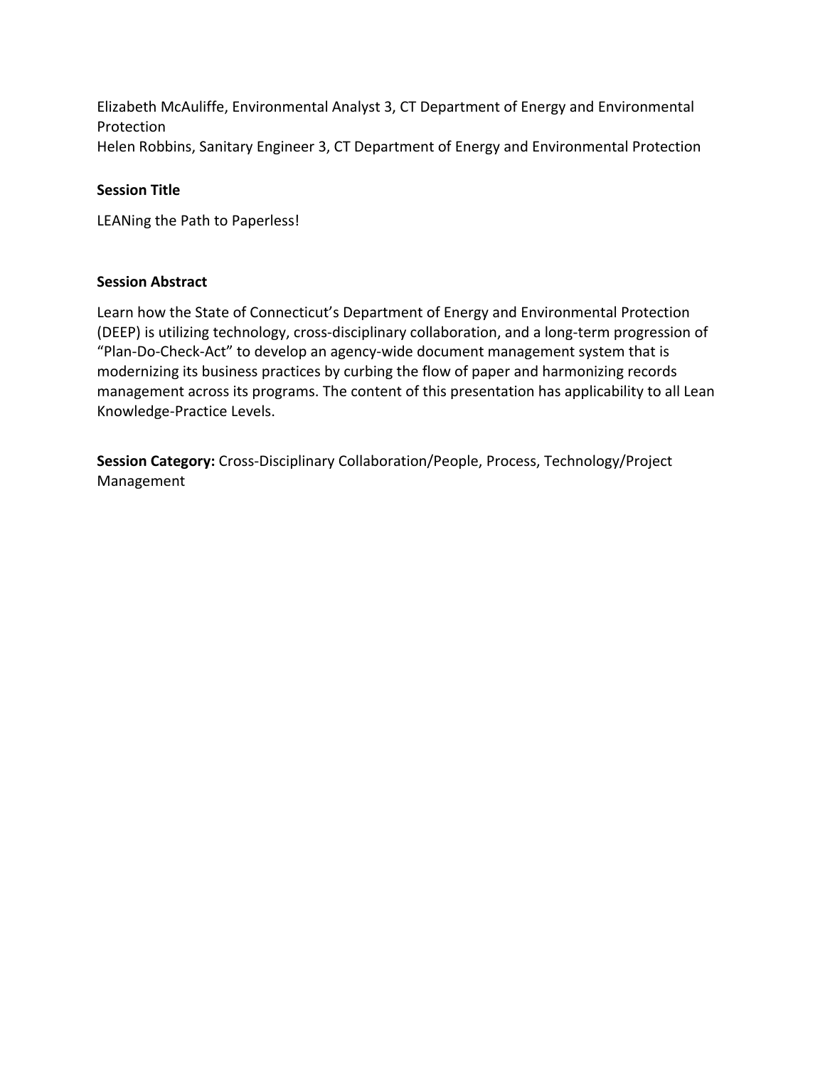Elizabeth McAuliffe, Environmental Analyst 3, CT Department of Energy and Environmental Protection
Helen Robbins, Sanitary Engineer 3, CT Department of Energy and Environmental Protection

**Session Title**

LEANing the Path to Paperless!

**Session Abstract**

Learn how the State of Connecticut's Department of Energy and Environmental Protection (DEEP) is utilizing technology, cross-disciplinary collaboration, and a long-term progression of "Plan-Do-Check-Act" to develop an agency-wide document management system that is modernizing its business practices by curbing the flow of paper and harmonizing records management across its programs. The content of this presentation has applicability to all Lean Knowledge-Practice Levels.

**Session Category:** Cross-Disciplinary Collaboration/People, Process, Technology/Project Management